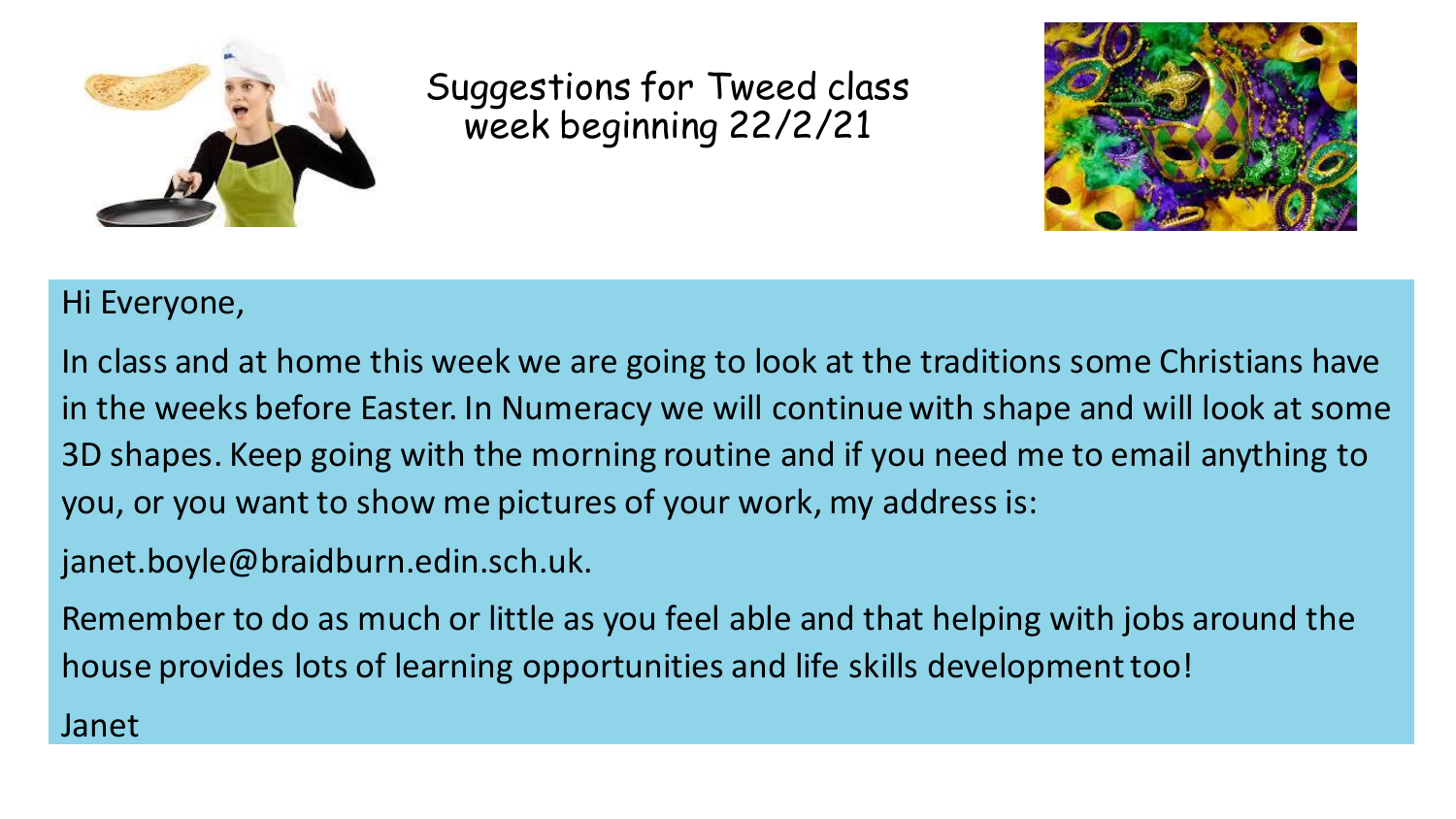# Suggestions for Tweed class week beginning 22/2/21

Hi Everyone,

In class and at home this week we are going to look at the traditions some Christians have in the weeks before Easter. In Numeracy we will continue with shape and will look at some 3D shapes. Keep going with the morning routine and if you need me to email anything to you, or you want to show me pictures of your work, my address is:

janet.boyle@braidburn.edin.sch.uk.

Remember to do as much or little as you feel able and that helping with jobs around the house provides lots of learning opportunities and life skills development too!

Janet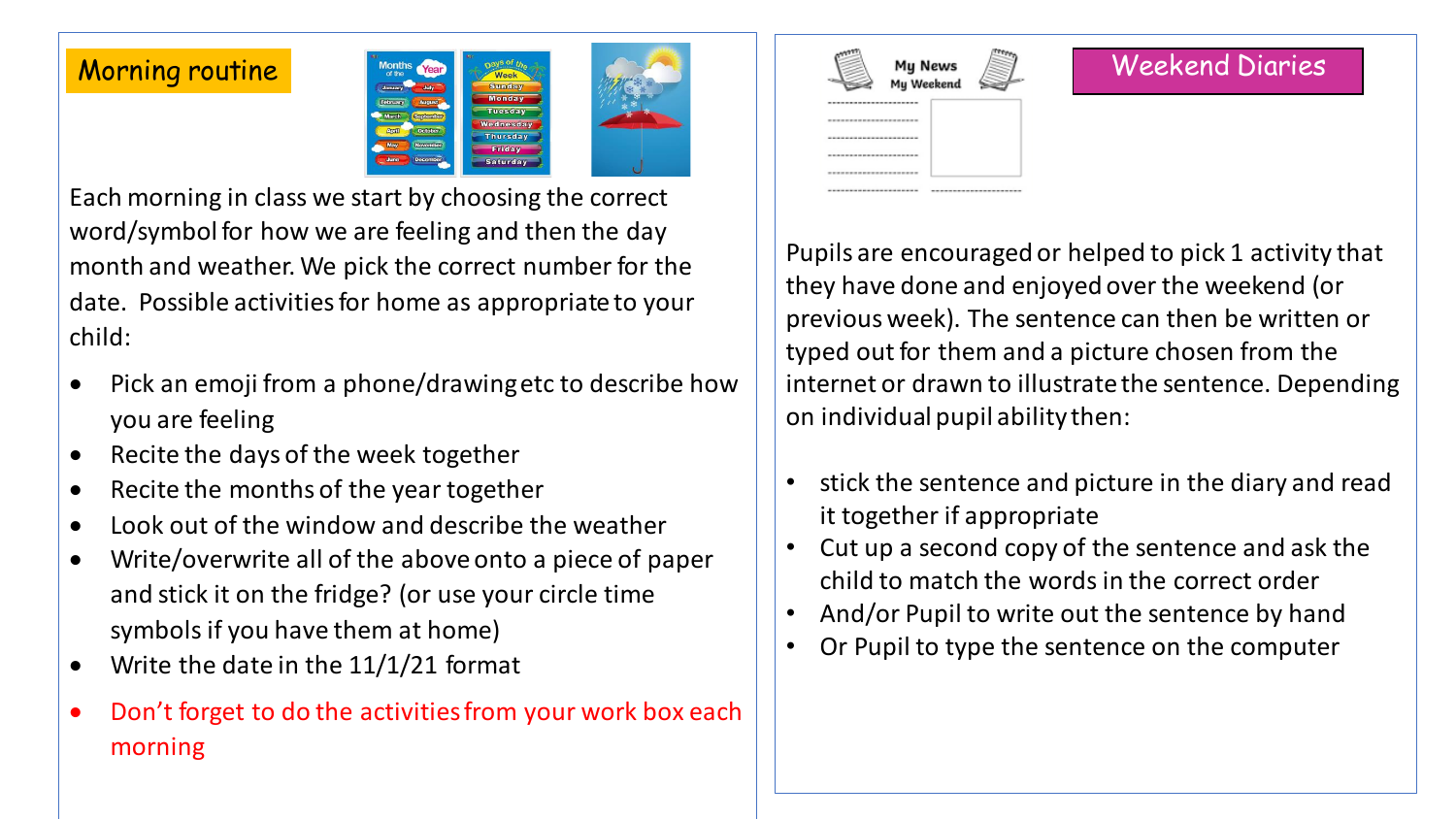## Morning routine

Each morning in class we start by choosing the correct word/symbol for how we are feeling and then the day month and weather. We pick the correct number for the date. Possible activities for home as appropriate to your child:

- Pick an emoji from a phone/drawing etc to describe how you are feeling
- Recite the days of the week together
- Recite the months of the year together
- Look out of the window and describe the weather
- Write/overwrite all of the above onto a piece of paper and stick it on the fridge? (or use your circle time symbols if you have them at home)
- Write the date in the 11/1/21 format
- Don't forget to do the activities from your work box each morning

## Weekend Diaries

Pupils are encouraged or helped to pick 1 activity that they have done and enjoyed over the weekend (or previous week). The sentence can then be written or typed out for them and a picture chosen from the internet or drawn to illustrate the sentence. Depending on individual pupil ability then:

- stick the sentence and picture in the diary and read it together if appropriate
- Cut up a second copy of the sentence and ask the child to match the words in the correct order
- And/or Pupil to write out the sentence by hand
- Or Pupil to type the sentence on the computer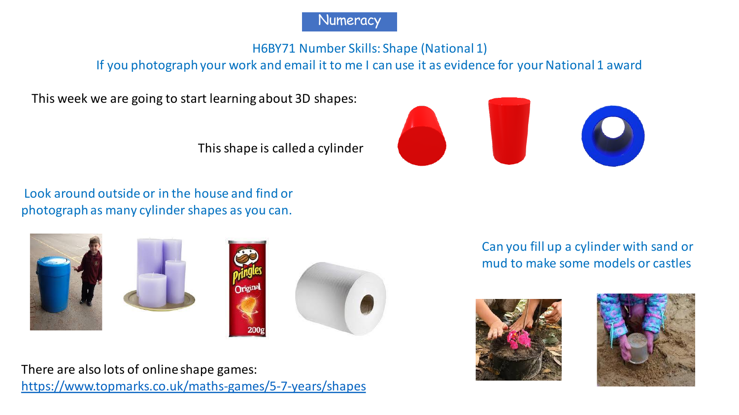# Numeracy

## H6BY71 Number Skills: Shape (National 1)

If you photograph your work and email it to me I can use it as evidence for your National 1 award

This week we are going to start learning about 3D shapes:

This shape is called a cylinder

Look around outside or in the house and find or photograph as many cylinder shapes as you can.

Can you fill up a cylinder with sand or mud to make some models or castles

There are also lots of online shape games: https://www.topmarks.co.uk/maths-games/5-7-years/shapes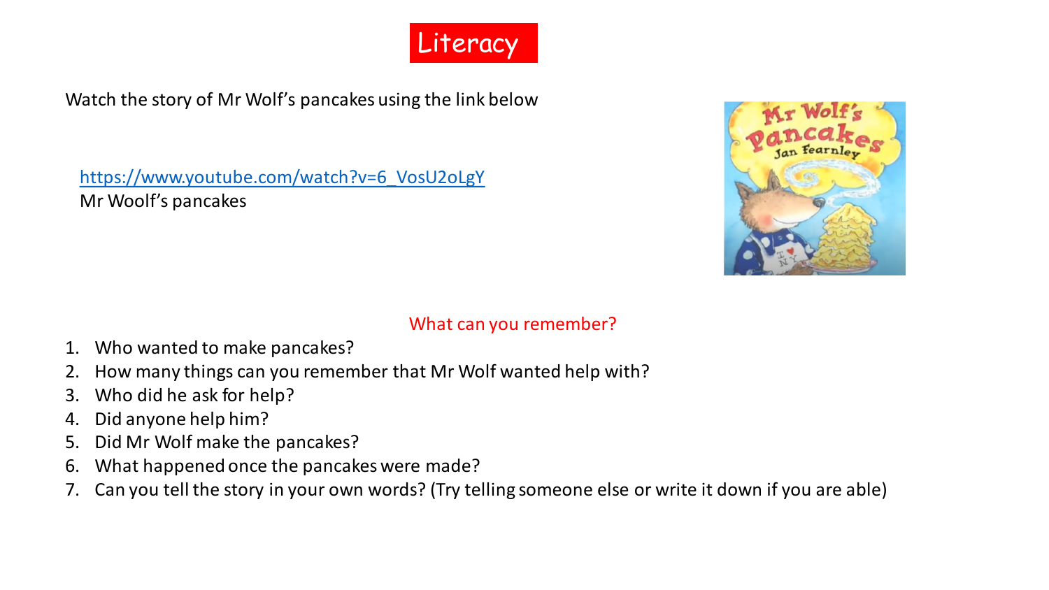# Literacy

Watch the story of Mr Wolf's pancakes using the link below

https://www.youtube.com/watch?v=6_VosU2oLgY
Mr Woolf's pancakes

What can you remember?

1. Who wanted to make pancakes?
2. How many things can you remember that Mr Wolf wanted help with?
3. Who did he ask for help?
4. Did anyone help him?
5. Did Mr Wolf make the pancakes?
6. What happened once the pancakes were made?
7. Can you tell the story in your own words? (Try telling someone else or write it down if you are able)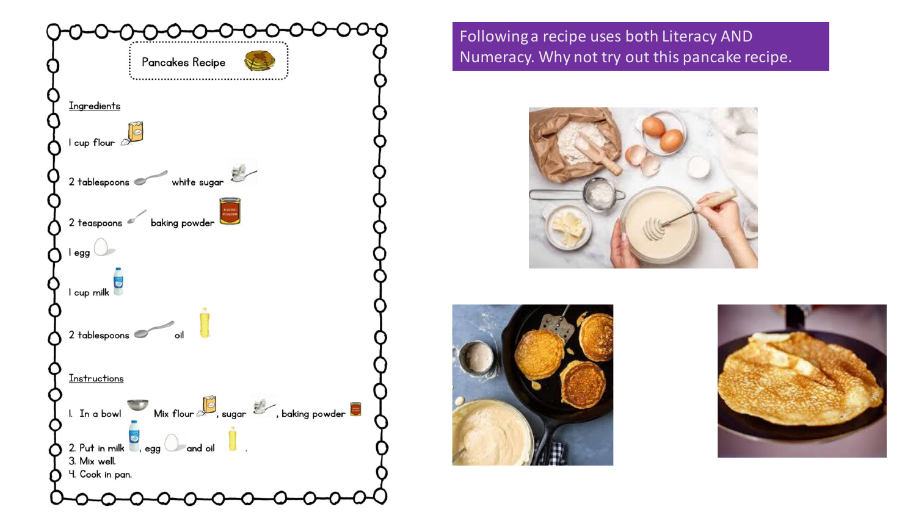Following a recipe uses both Literacy AND Numeracy. Why not try out this pancake recipe.

## Pancakes Recipe

### Ingredients

- 1 cup flour
- 2 tablespoons white sugar
- 2 teaspoons baking powder
- 1 egg
- 1 cup milk
- 2 tablespoons oil

### Instructions

1. In a bowl Mix flour, sugar, baking powder
2. Put in milk, egg and oil.
3. Mix well.
4. Cook in pan.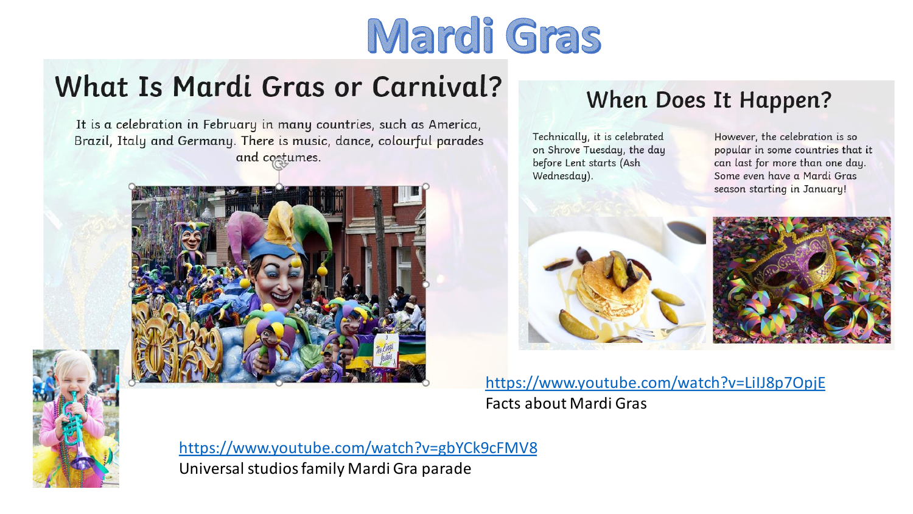# Mardi Gras

## What Is Mardi Gras or Carnival?

It is a celebration in February in many countries, such as America, Brazil, Italy and Germany. There is music, dance, colourful parades and costumes.

## When Does It Happen?

Technically, it is celebrated on Shrove Tuesday, the day before Lent starts (Ash Wednesday).

However, the celebration is so popular in some countries that it can last for more than one day. Some even have a Mardi Gras season starting in January!

https://www.youtube.com/watch?v=LiIJ8p7OpjE
Facts about Mardi Gras

https://www.youtube.com/watch?v=gbYCk9cFMV8
Universal studios family Mardi Gra parade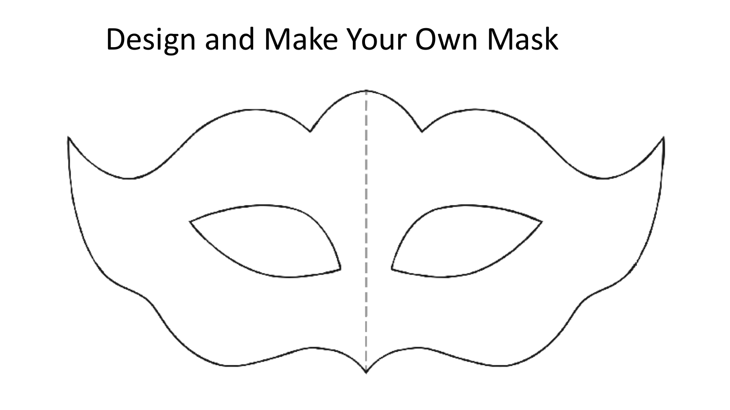# Design and Make Your Own Mask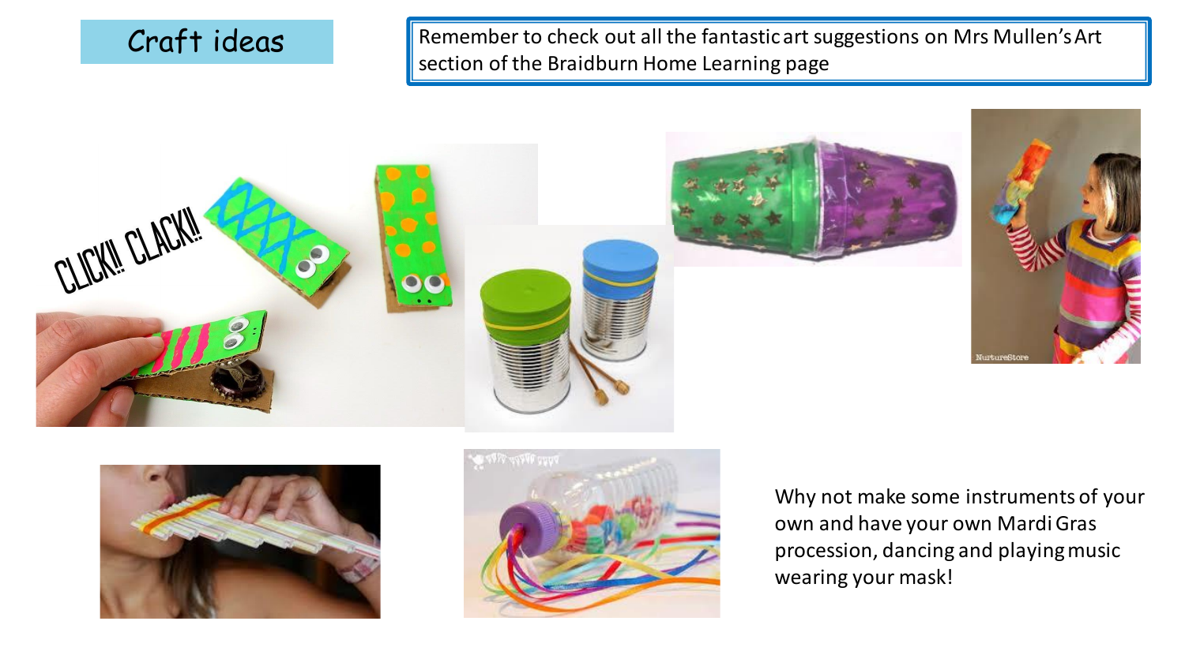# Craft ideas

Remember to check out all the fantastic art suggestions on Mrs Mullen's Art section of the Braidburn Home Learning page

Why not make some instruments of your own and have your own Mardi Gras procession, dancing and playing music wearing your mask!